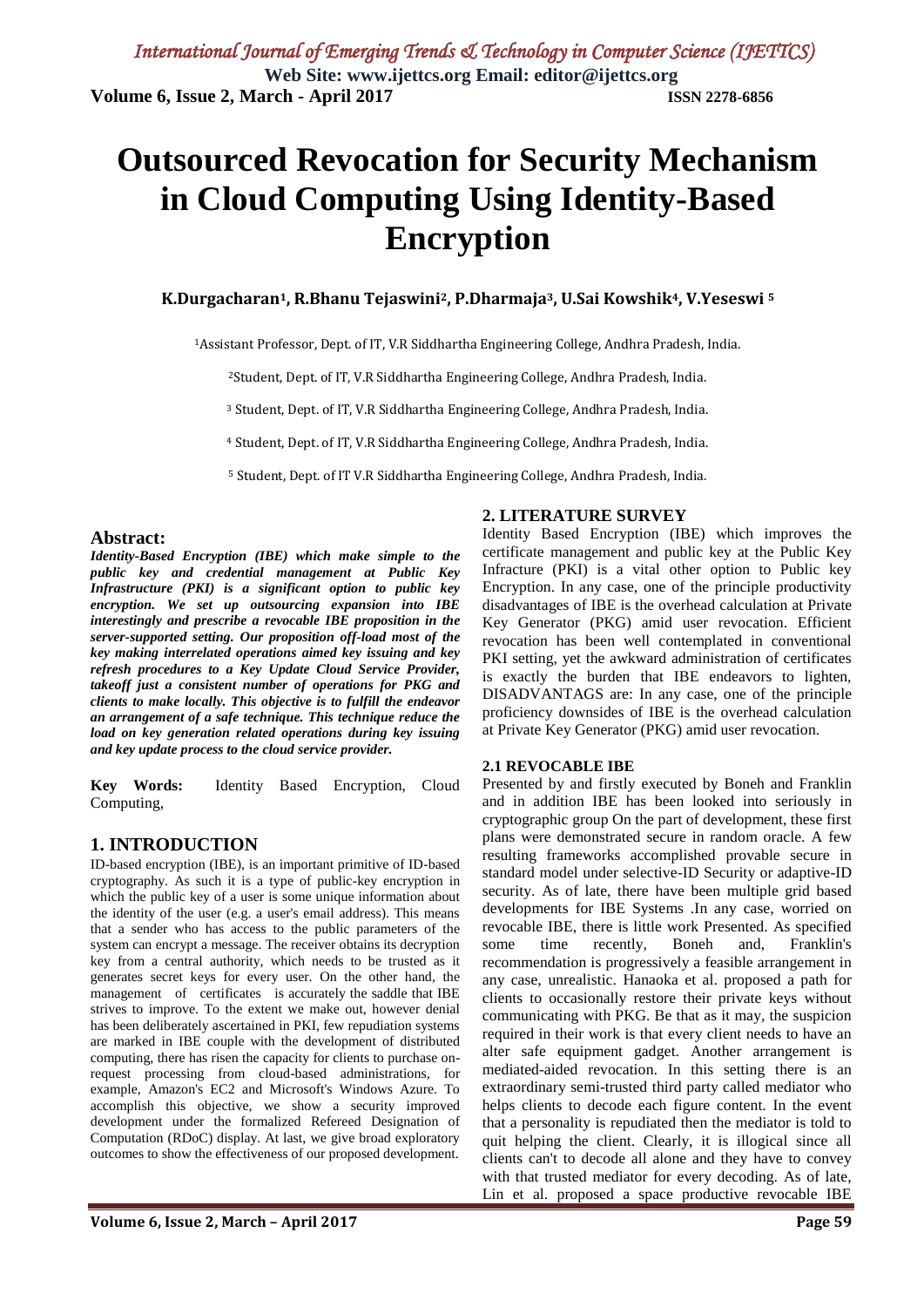# Outsourced Revocation for Security Mechanism in Cloud Computing Using Identity-Based Encryption

**K.Durgacharan[1], R.Bhanu Tejaswini[2], P.Dharmaja[3], U.Sai Kowshik[4], V.Yeseswi [5]**

[1]Assistant Professor, Dept. of IT, V.R Siddhartha Engineering College, Andhra Pradesh, India.

[2]Student, Dept. of IT, V.R Siddhartha Engineering College, Andhra Pradesh, India.

[3] Student, Dept. of IT, V.R Siddhartha Engineering College, Andhra Pradesh, India.

[4] Student, Dept. of IT, V.R Siddhartha Engineering College, Andhra Pradesh, India.

[5] Student, Dept. of IT V.R Siddhartha Engineering College, Andhra Pradesh, India.

## Abstract:

***Identity-Based Encryption (IBE) which make simple to the public key and credential management at Public Key Infrastructure (PKI) is a significant option to public key encryption. We set up outsourcing expansion into IBE interestingly and prescribe a revocable IBE proposition in the server-supported setting. Our proposition off-load most of the key making interrelated operations aimed key issuing and key refresh procedures to a Key Update Cloud Service Provider, takeoff just a consistent number of operations for PKG and clients to make locally. This objective is to fulfill the endeavor an arrangement of a safe technique. This technique reduce the load on key generation related operations during key issuing and key update process to the cloud service provider.***

**Key Words:** Identity Based Encryption, Cloud Computing,

## 1. INTRODUCTION

ID-based encryption (IBE), is an important primitive of ID-based cryptography. As such it is a type of public-key encryption in which the public key of a user is some unique information about the identity of the user (e.g. a user's email address). This means that a sender who has access to the public parameters of the system can encrypt a message. The receiver obtains its decryption key from a central authority, which needs to be trusted as it generates secret keys for every user. On the other hand, the management of certificates is accurately the saddle that IBE strives to improve. To the extent we make out, however denial has been deliberately ascertained in PKI, few repudiation systems are marked in IBE couple with the development of distributed computing, there has risen the capacity for clients to purchase on-request processing from cloud-based administrations, for example, Amazon's EC2 and Microsoft's Windows Azure. To accomplish this objective, we show a security improved development under the formalized Refereed Designation of Computation (RDoC) display. At last, we give broad exploratory outcomes to show the effectiveness of our proposed development.

## 2. LITERATURE SURVEY

Identity Based Encryption (IBE) which improves the certificate management and public key at the Public Key Infracture (PKI) is a vital other option to Public key Encryption. In any case, one of the principle productivity disadvantages of IBE is the overhead calculation at Private Key Generator (PKG) amid user revocation. Efficient revocation has been well contemplated in conventional PKI setting, yet the awkward administration of certificates is exactly the burden that IBE endeavors to lighten, DISADVANTAGS are: In any case, one of the principle proficiency downsides of IBE is the overhead calculation at Private Key Generator (PKG) amid user revocation.

### 2.1 REVOCABLE IBE

Presented by and firstly executed by Boneh and Franklin and in addition IBE has been looked into seriously in cryptographic group On the part of development, these first plans were demonstrated secure in random oracle. A few resulting frameworks accomplished provable secure in standard model under selective-ID Security or adaptive-ID security. As of late, there have been multiple grid based developments for IBE Systems .In any case, worried on revocable IBE, there is little work Presented. As specified some time recently, Boneh and, Franklin's recommendation is progressively a feasible arrangement in any case, unrealistic. Hanaoka et al. proposed a path for clients to occasionally restore their private keys without communicating with PKG. Be that as it may, the suspicion required in their work is that every client needs to have an alter safe equipment gadget. Another arrangement is mediated-aided revocation. In this setting there is an extraordinary semi-trusted third party called mediator who helps clients to decode each figure content. In the event that a personality is repudiated then the mediator is told to quit helping the client. Clearly, it is illogical since all clients can't to decode all alone and they have to convey with that trusted mediator for every decoding. As of late, Lin et al. proposed a space productive revocable IBE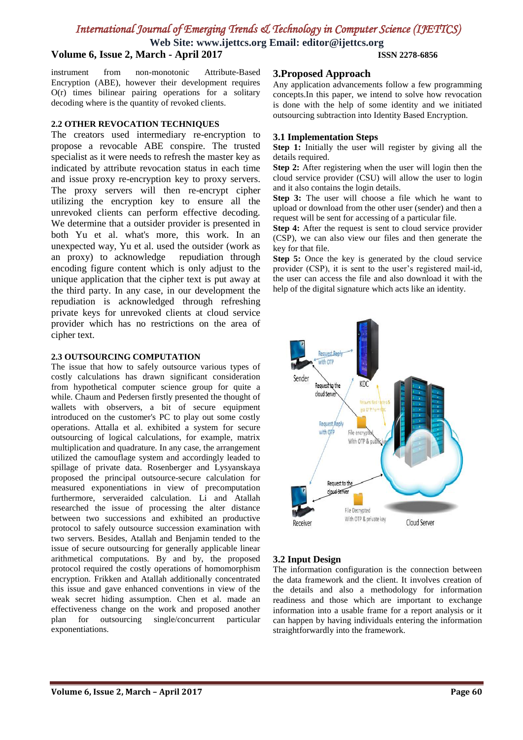instrument from non-monotonic Attribute-Based Encryption (ABE), however their development requires O(r) times bilinear pairing operations for a solitary decoding where is the quantity of revoked clients.

### 2.2 OTHER REVOCATION TECHNIQUES

The creators used intermediary re-encryption to propose a revocable ABE conspire. The trusted specialist as it were needs to refresh the master key as indicated by attribute revocation status in each time and issue proxy re-encryption key to proxy servers. The proxy servers will then re-encrypt cipher utilizing the encryption key to ensure all the unrevoked clients can perform effective decoding. We determine that a outsider provider is presented in both Yu et al. what's more, this work. In an unexpected way, Yu et al. used the outsider (work as an proxy) to acknowledge repudiation through encoding figure content which is only adjust to the unique application that the cipher text is put away at the third party. In any case, in our development the repudiation is acknowledged through refreshing private keys for unrevoked clients at cloud service provider which has no restrictions on the area of cipher text.

### 2.3 OUTSOURCING COMPUTATION

The issue that how to safely outsource various types of costly calculations has drawn significant consideration from hypothetical computer science group for quite a while. Chaum and Pedersen firstly presented the thought of wallets with observers, a bit of secure equipment introduced on the customer's PC to play out some costly operations. Attalla et al. exhibited a system for secure outsourcing of logical calculations, for example, matrix multiplication and quadrature. In any case, the arrangement utilized the camouflage system and accordingly leaded to spillage of private data. Rosenberger and Lysyanskaya proposed the principal outsource-secure calculation for measured exponentiations in view of precomputation furthermore, serveraided calculation. Li and Atallah researched the issue of processing the alter distance between two successions and exhibited an productive protocol to safely outsource succession examination with two servers. Besides, Atallah and Benjamin tended to the issue of secure outsourcing for generally applicable linear arithmetical computations. By and by, the proposed protocol required the costly operations of homomorphism encryption. Frikken and Atallah additionally concentrated this issue and gave enhanced conventions in view of the weak secret hiding assumption. Chen et al. made an effectiveness change on the work and proposed another plan for outsourcing single/concurrent particular exponentiations.

## 3.Proposed Approach

Any application advancements follow a few programming concepts.In this paper, we intend to solve how revocation is done with the help of some identity and we initiated outsourcing subtraction into Identity Based Encryption.

### 3.1 Implementation Steps

**Step 1:** Initially the user will register by giving all the details required.

**Step 2:** After registering when the user will login then the cloud service provider (CSU) will allow the user to login and it also contains the login details.

**Step 3:** The user will choose a file which he want to upload or download from the other user (sender) and then a request will be sent for accessing of a particular file.

**Step 4:** After the request is sent to cloud service provider (CSP), we can also view our files and then generate the key for that file.

**Step 5:** Once the key is generated by the cloud service provider (CSP), it is sent to the user's registered mail-id, the user can access the file and also download it with the help of the digital signature which acts like an identity.

### 3.2 Input Design

The information configuration is the connection between the data framework and the client. It involves creation of the details and also a methodology for information readiness and those which are important to exchange information into a usable frame for a report analysis or it can happen by having individuals entering the information straightforwardly into the framework.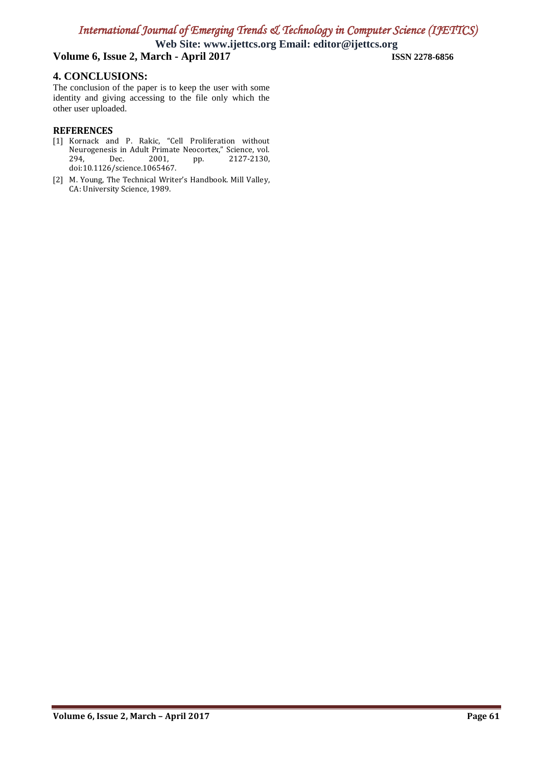## 4. CONCLUSIONS:

The conclusion of the paper is to keep the user with some identity and giving accessing to the file only which the other user uploaded.

### REFERENCES

[1] Kornack and P. Rakic, "Cell Proliferation without Neurogenesis in Adult Primate Neocortex," Science, vol. 294, Dec. 2001, pp. 2127-2130, doi:10.1126/science.1065467.

[2] M. Young, The Technical Writer's Handbook. Mill Valley, CA: University Science, 1989.